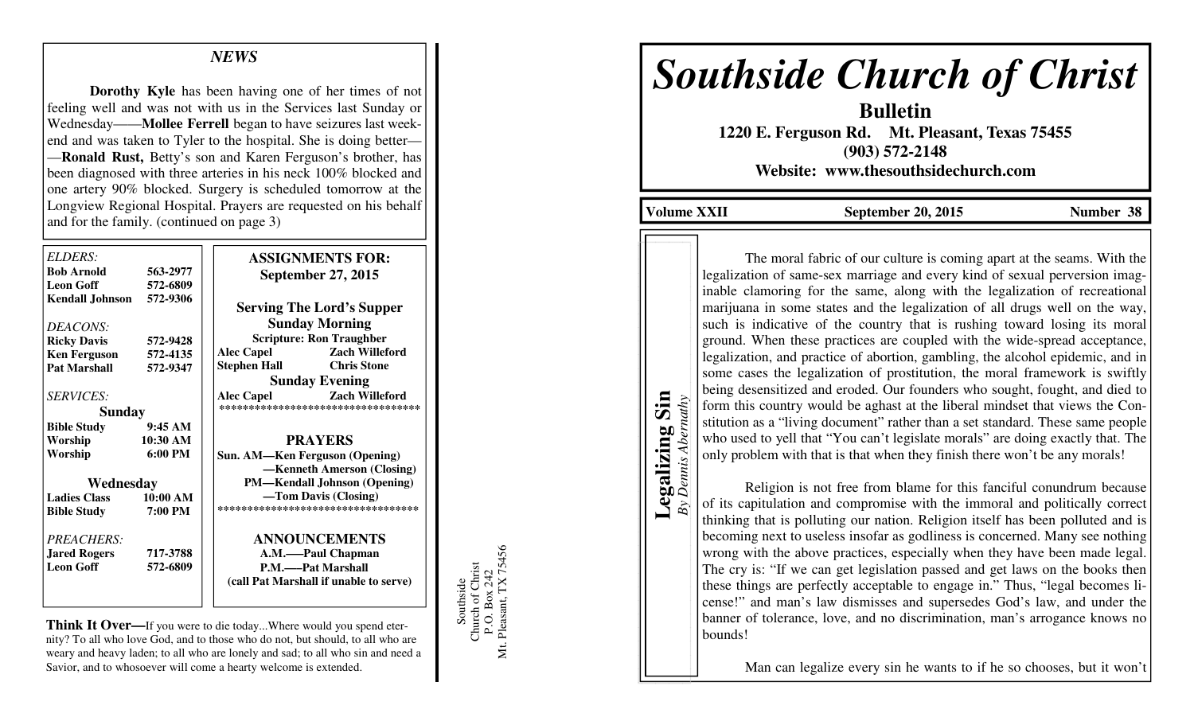## NEWS

**Dorothy Kyle** has been having one of her times of not feeling well and was not with us in the Services last Sunday or Wednesday——**Mollee Ferrell** began to have seizures last weekend and was taken to Tyler to the hospital. She is doing better——**Ronald Rust,** Betty's son and Karen Ferguson's brother, has been diagnosed with three arteries in his neck 100% blocked and one artery 90% blocked. Surgery is scheduled tomorrow at the Longview Regional Hospital. Prayers are requested on his behalf and for the family. (continued on page 3)

*ELDERS:*

| | |
|---|---|
| **Bob Arnold** | **563-2977** |
| **Leon Goff** | **572-6809** |
| **Kendall Johnson** | **572-9306** |

*DEACONS:*

| | |
|---|---|
| **Ricky Davis** | **572-9428** |
| **Ken Ferguson** | **572-4135** |
| **Pat Marshall** | **572-9347** |

*SERVICES:*

**Sunday**

| | |
|---|---|
| **Bible Study** | **9:45 AM** |
| **Worship** | **10:30 AM** |
| **Worship** | **6:00 PM** |

**Wednesday**

| | |
|---|---|
| **Ladies Class** | **10:00 AM** |
| **Bible Study** | **7:00 PM** |

*PREACHERS:*

| | |
|---|---|
| **Jared Rogers** | **717-3788** |
| **Leon Goff** | **572-6809** |

**ASSIGNMENTS FOR:**
**September 27, 2015**

**Serving The Lord's Supper**
**Sunday Morning**
**Scripture: Ron Traughber**

| | |
|---|---|
| **Alec Capel** | **Zach Willeford** |
| **Stephen Hall** | **Chris Stone** |

**Sunday Evening**

| | |
|---|---|
| **Alec Capel** | **Zach Willeford** |

**PRAYERS**
**Sun. AM—Ken Ferguson (Opening)**
**—Kenneth Amerson (Closing)**
**PM—Kendall Johnson (Opening)**
**—Tom Davis (Closing)**

**ANNOUNCEMENTS**
**A.M.—Paul Chapman**
**P.M.—Pat Marshall**
**(call Pat Marshall if unable to serve)**

**Think It Over—**If you were to die today...Where would you spend eternity? To all who love God, and to those who do not, but should, to all who are weary and heavy laden; to all who are lonely and sad; to all who sin and need a Savior, and to whosoever will come a hearty welcome is extended.

Southside
Church of Christ
P.O. Box 242
Mt. Pleasant, TX 75456

# *Southside Church of Christ*

**Bulletin**
**1220 E. Ferguson Rd. Mt. Pleasant, Texas 75455**
**(903) 572-2148**
**Website: www.thesouthsidechurch.com**

**Volume XXII** **September 20, 2015** **Number 38**

## Legalizing Sin
*By Dennis Abernathy*

The moral fabric of our culture is coming apart at the seams. With the legalization of same-sex marriage and every kind of sexual perversion imaginable clamoring for the same, along with the legalization of recreational marijuana in some states and the legalization of all drugs well on the way, such is indicative of the country that is rushing toward losing its moral ground. When these practices are coupled with the wide-spread acceptance, legalization, and practice of abortion, gambling, the alcohol epidemic, and in some cases the legalization of prostitution, the moral framework is swiftly being desensitized and eroded. Our founders who sought, fought, and died to form this country would be aghast at the liberal mindset that views the Constitution as a "living document" rather than a set standard. These same people who used to yell that "You can't legislate morals" are doing exactly that. The only problem with that is that when they finish there won't be any morals!

Religion is not free from blame for this fanciful conundrum because of its capitulation and compromise with the immoral and politically correct thinking that is polluting our nation. Religion itself has been polluted and is becoming next to useless insofar as godliness is concerned. Many see nothing wrong with the above practices, especially when they have been made legal. The cry is: "If we can get legislation passed and get laws on the books then these things are perfectly acceptable to engage in." Thus, "legal becomes license!" and man's law dismisses and supersedes God's law, and under the banner of tolerance, love, and no discrimination, man's arrogance knows no bounds!

Man can legalize every sin he wants to if he so chooses, but it won't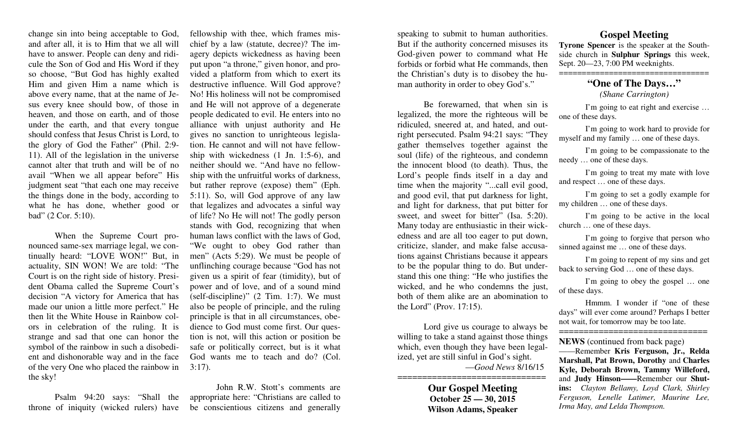change sin into being acceptable to God, and after all, it is to Him that we all will have to answer. People can deny and ridicule the Son of God and His Word if they so choose, "But God has highly exalted Him and given Him a name which is above every name, that at the name of Jesus every knee should bow, of those in heaven, and those on earth, and of those under the earth, and that every tongue should confess that Jesus Christ is Lord, to the glory of God the Father" (Phil. 2:9-11). All of the legislation in the universe cannot alter that truth and will be of no avail "When we all appear before" His judgment seat "that each one may receive the things done in the body, according to what he has done, whether good or bad" (2 Cor. 5:10).

When the Supreme Court pronounced same-sex marriage legal, we continually heard: "LOVE WON!" But, in actuality, SIN WON! We are told: "The Court is on the right side of history. President Obama called the Supreme Court's decision "A victory for America that has made our union a little more perfect." He then lit the White House in Rainbow colors in celebration of the ruling. It is strange and sad that one can honor the symbol of the rainbow in such a disobedient and dishonorable way and in the face of the very One who placed the rainbow in the sky!

Psalm 94:20 says: "Shall the throne of iniquity (wicked rulers) have fellowship with thee, which frames mischief by a law (statute, decree)? The imagery depicts wickedness as having been put upon "a throne," given honor, and provided a platform from which to exert its destructive influence. Will God approve? No! His holiness will not be compromised and He will not approve of a degenerate people dedicated to evil. He enters into no alliance with unjust authority and He gives no sanction to unrighteous legislation. He cannot and will not have fellowship with wickedness (1 Jn. 1:5-6), and neither should we. "And have no fellowship with the unfruitful works of darkness, but rather reprove (expose) them" (Eph. 5:11). So, will God approve of any law that legalizes and advocates a sinful way of life? No He will not! The godly person stands with God, recognizing that when human laws conflict with the laws of God, "We ought to obey God rather than men" (Acts 5:29). We must be people of unflinching courage because "God has not given us a spirit of fear (timidity), but of power and of love, and of a sound mind (self-discipline)" (2 Tim. 1:7). We must also be people of principle, and the ruling principle is that in all circumstances, obedience to God must come first. Our question is not, will this action or position be safe or politically correct, but is it what God wants me to teach and do? (Col. 3:17).

John R.W. Stott's comments are appropriate here: "Christians are called to be conscientious citizens and generally speaking to submit to human authorities. But if the authority concerned misuses its God-given power to command what He forbids or forbid what He commands, then the Christian's duty is to disobey the human authority in order to obey God's."

Be forewarned, that when sin is legalized, the more the righteous will be ridiculed, sneered at, and hated, and outright persecuted. Psalm 94:21 says: "They gather themselves together against the soul (life) of the righteous, and condemn the innocent blood (to death). Thus, the Lord's people finds itself in a day and time when the majority "...call evil good, and good evil, that put darkness for light, and light for darkness, that put bitter for sweet, and sweet for bitter" (Isa. 5:20). Many today are enthusiastic in their wickedness and are all too eager to put down, criticize, slander, and make false accusations against Christians because it appears to be the popular thing to do. But understand this one thing: "He who justifies the wicked, and he who condemns the just, both of them alike are an abomination to the Lord" (Prov. 17:15).

Lord give us courage to always be willing to take a stand against those things which, even though they have been legalized, yet are still sinful in God's sight.

—*Good News* 8/16/15

==============================

**Our Gospel Meeting**
**October 25 — 30, 2015**
**Wilson Adams, Speaker**

## Gospel Meeting

**Tyrone Spencer** is the speaker at the Southside church in **Sulphur Springs** this week, Sept. 20—23, 7:00 PM weeknights.

================================

## "One of The Days…"

*(Shane Carrington)*

I'm going to eat right and exercise … one of these days.

I'm going to work hard to provide for myself and my family … one of these days.

I'm going to be compassionate to the needy … one of these days.

I'm going to treat my mate with love and respect … one of these days.

I'm going to set a godly example for my children … one of these days.

I'm going to be active in the local church … one of these days.

I'm going to forgive that person who sinned against me … one of these days.

I'm going to repent of my sins and get back to serving God … one of these days.

I'm going to obey the gospel … one of these days.

Hmmm. I wonder if "one of these days" will ever come around? Perhaps I better not wait, for tomorrow may be too late.

==============================

**NEWS** (continued from back page)

——Remember **Kris Ferguson, Jr., Relda Marshall, Pat Brown, Dorothy** and **Charles Kyle, Deborah Brown, Tammy Willeford,** and **Judy Hinson——**Remember our **Shut-ins:** *Clayton Bellamy, Loyd Clark, Shirley Ferguson, Lenelle Latimer, Maurine Lee, Irma May, and Lelda Thompson.*